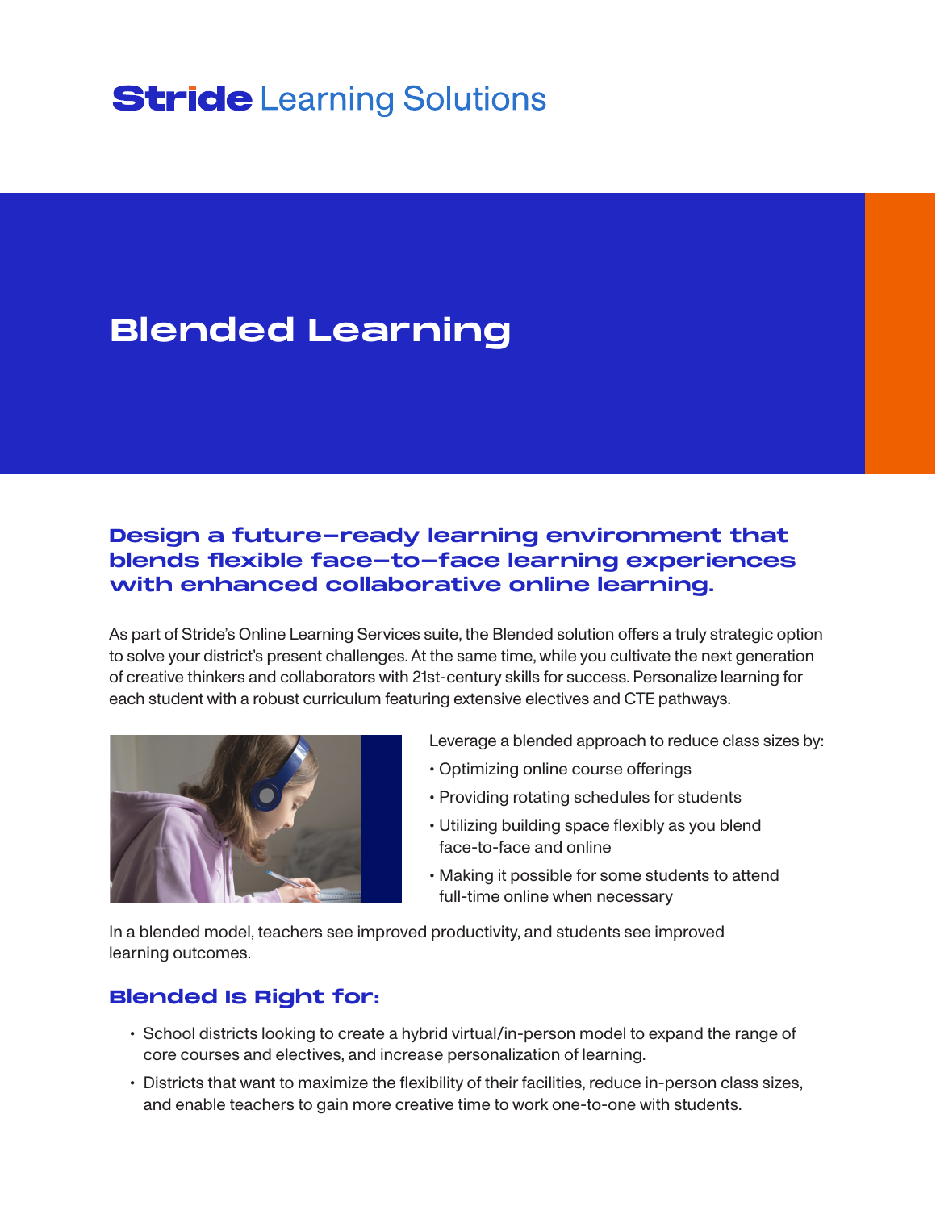**Stride** Learning Solutions

# Blended Learning

## Design a future-ready learning environment that blends flexible face-to-face learning experiences with enhanced collaborative online learning.

As part of Stride's Online Learning Services suite, the Blended solution offers a truly strategic option to solve your district's present challenges. At the same time, while you cultivate the next generation of creative thinkers and collaborators with 21st-century skills for success. Personalize learning for each student with a robust curriculum featuring extensive electives and CTE pathways.

Leverage a blended approach to reduce class sizes by:

- Optimizing online course offerings
- Providing rotating schedules for students
- Utilizing building space flexibly as you blend face-to-face and online
- Making it possible for some students to attend full-time online when necessary

In a blended model, teachers see improved productivity, and students see improved learning outcomes.

## Blended Is Right for:

- School districts looking to create a hybrid virtual/in-person model to expand the range of core courses and electives, and increase personalization of learning.
- Districts that want to maximize the flexibility of their facilities, reduce in-person class sizes, and enable teachers to gain more creative time to work one-to-one with students.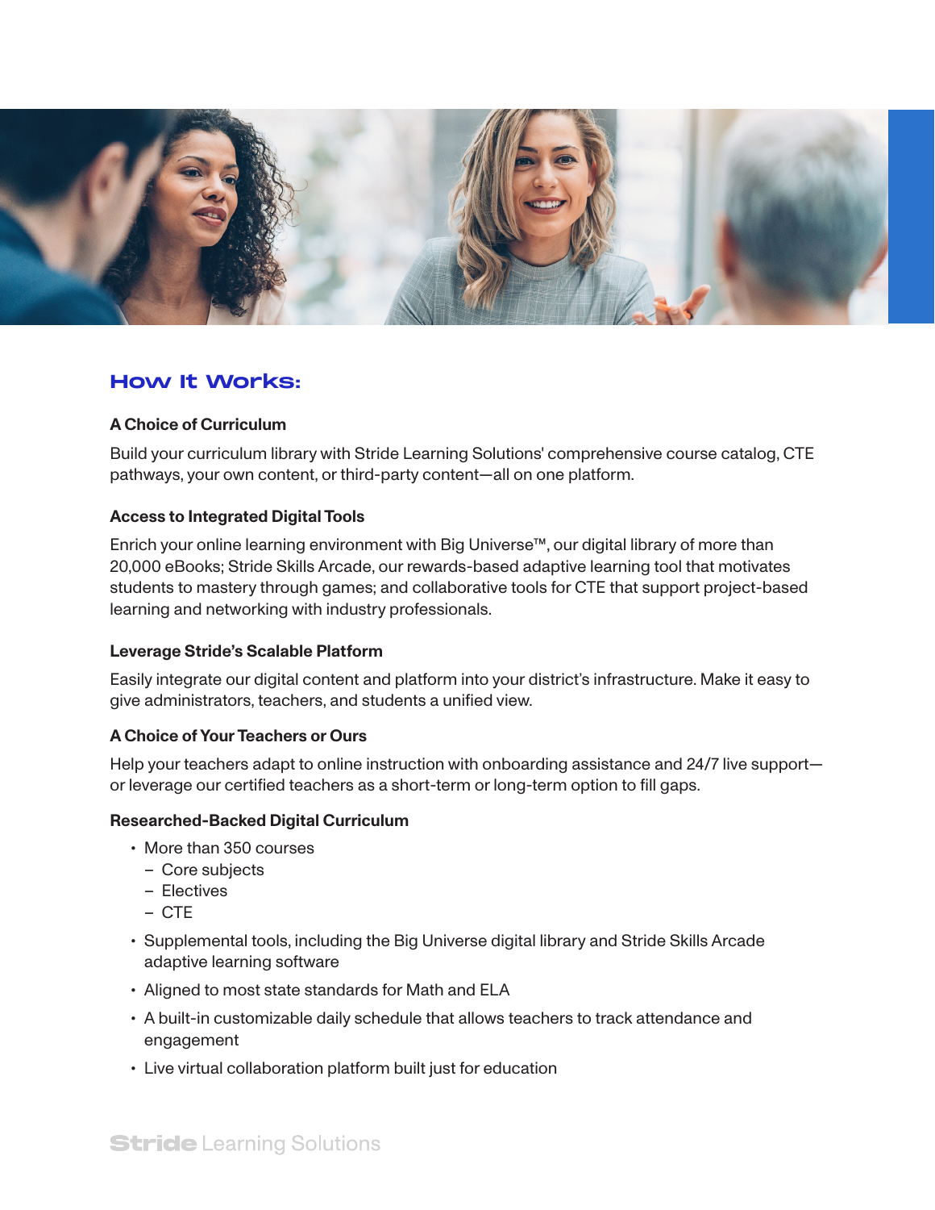## How It Works:

### A Choice of Curriculum

Build your curriculum library with Stride Learning Solutions' comprehensive course catalog, CTE pathways, your own content, or third-party content—all on one platform.

### Access to Integrated Digital Tools

Enrich your online learning environment with Big Universe™, our digital library of more than 20,000 eBooks; Stride Skills Arcade, our rewards-based adaptive learning tool that motivates students to mastery through games; and collaborative tools for CTE that support project-based learning and networking with industry professionals.

### Leverage Stride's Scalable Platform

Easily integrate our digital content and platform into your district's infrastructure. Make it easy to give administrators, teachers, and students a unified view.

### A Choice of Your Teachers or Ours

Help your teachers adapt to online instruction with onboarding assistance and 24/7 live support—or leverage our certified teachers as a short-term or long-term option to fill gaps.

### Researched-Backed Digital Curriculum

- More than 350 courses
  - Core subjects
  - Electives
  - CTE
- Supplemental tools, including the Big Universe digital library and Stride Skills Arcade adaptive learning software
- Aligned to most state standards for Math and ELA
- A built-in customizable daily schedule that allows teachers to track attendance and engagement
- Live virtual collaboration platform built just for education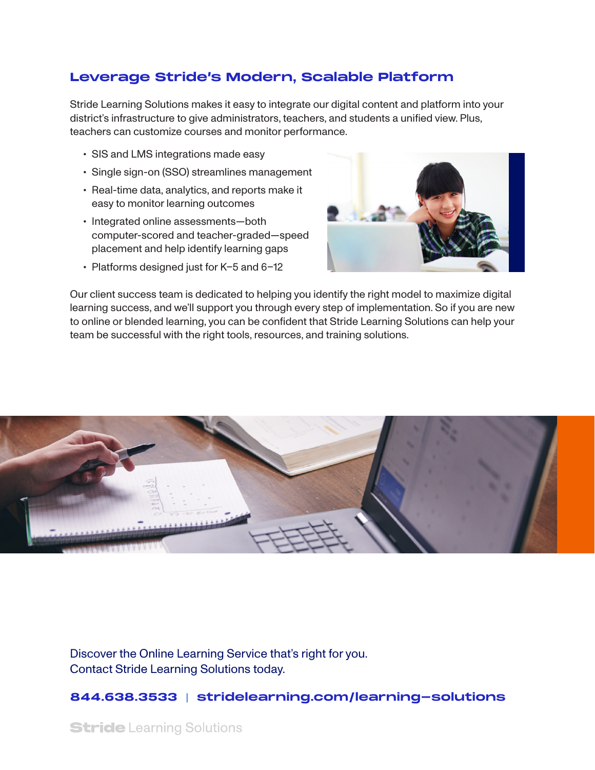## Leverage Stride's Modern, Scalable Platform

Stride Learning Solutions makes it easy to integrate our digital content and platform into your district's infrastructure to give administrators, teachers, and students a unified view. Plus, teachers can customize courses and monitor performance.

- SIS and LMS integrations made easy
- Single sign-on (SSO) streamlines management
- Real-time data, analytics, and reports make it easy to monitor learning outcomes
- Integrated online assessments—both computer-scored and teacher-graded—speed placement and help identify learning gaps
- Platforms designed just for K–5 and 6–12

Our client success team is dedicated to helping you identify the right model to maximize digital learning success, and we'll support you through every step of implementation. So if you are new to online or blended learning, you can be confident that Stride Learning Solutions can help your team be successful with the right tools, resources, and training solutions.

Discover the Online Learning Service that's right for you.
Contact Stride Learning Solutions today.

**844.638.3533** | **stridelearning.com/learning-solutions**

**Stride** Learning Solutions